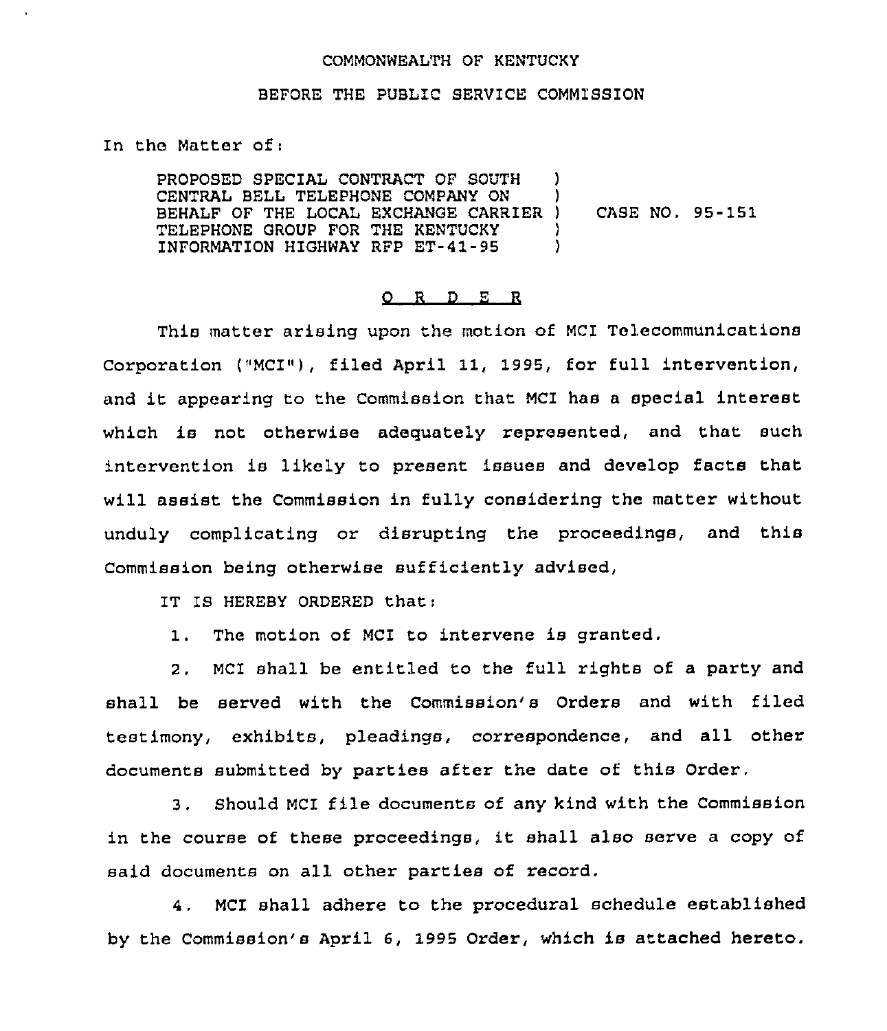COMMONWEALTH OF KENTUCKY

BEFORE THE PUBLIC SERVICE COMMISSION

In the Matter of:

PROPOSED SPECIAL CONTRACT OF SOUTH CENTRAL BELL TELEPHONE COMPANY ON BEHALF OF THE LOCAL EXCHANGE CARRIER TELEPHONE GROUP FOR THE KENTUCKY INFORMATION HIGHWAY RFP ET-41-95 ) CASE NO. 95-151

## O R D E R

This matter arising upon the motion of MCI Telecommunications Corporation ("MCI"), filed April 11, 1995, for full intervention, and it appearing to the Commission that MCI has a special interest which is not otherwise adequately represented, and that such intervention is likely to present issues and develop facts that will assist the Commission in fully considering the matter without unduly complicating or disrupting the proceedings, and this Commission being otherwise sufficiently advised,

IT IS HEREBY ORDERED that:

1. The motion of MCI to intervene is granted.

2. MCI shall be entitled to the full rights of a party and shall be served with the Commission's Orders and with filed testimony, exhibits, pleadings, correspondence, and all other documents submitted by parties after the date of this Order.

3. Should MCI file documents of any kind with the Commission in the course of these proceedings, it shall also serve a copy of said documents on all other parties of record.

4. MCI shall adhere to the procedural schedule established by the Commission's April 6, 1995 Order, which is attached hereto.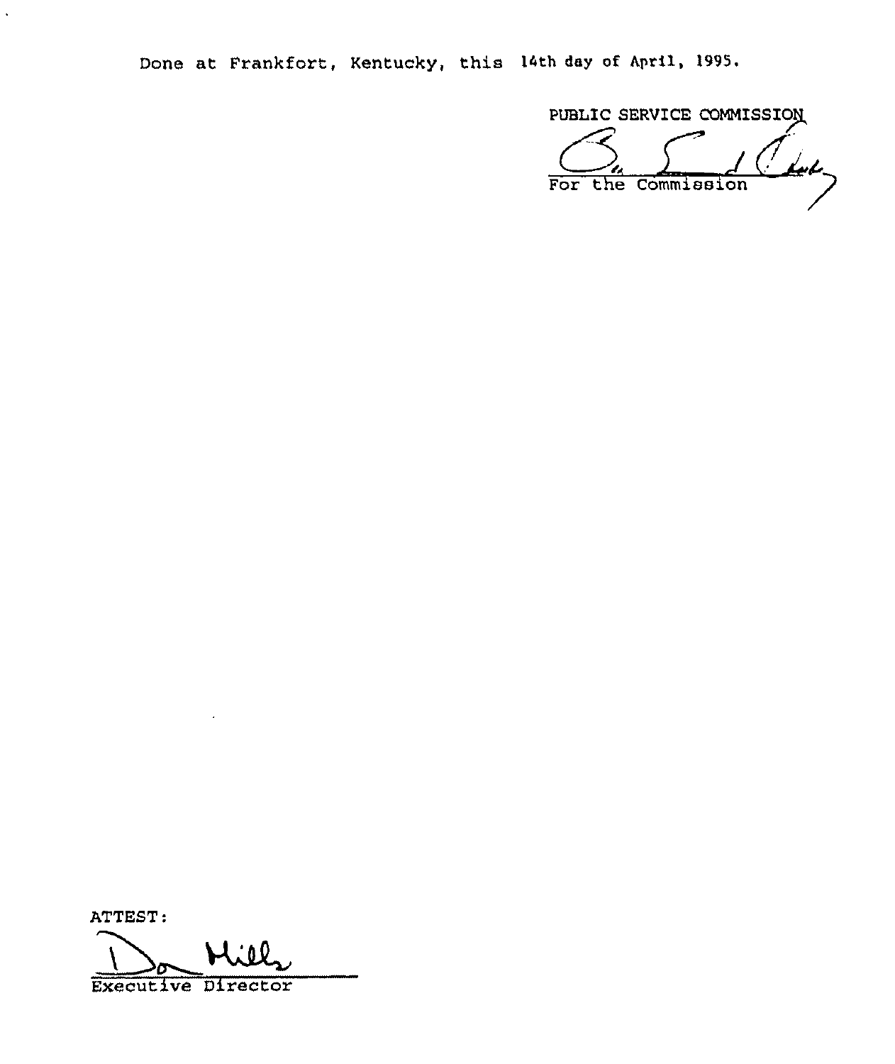Done at Frankfort, Kentucky, this 14th day of April, 1995.

PUBLIC SERVICE COMMISSION

For the Commission

ATTEST:

Executive Director